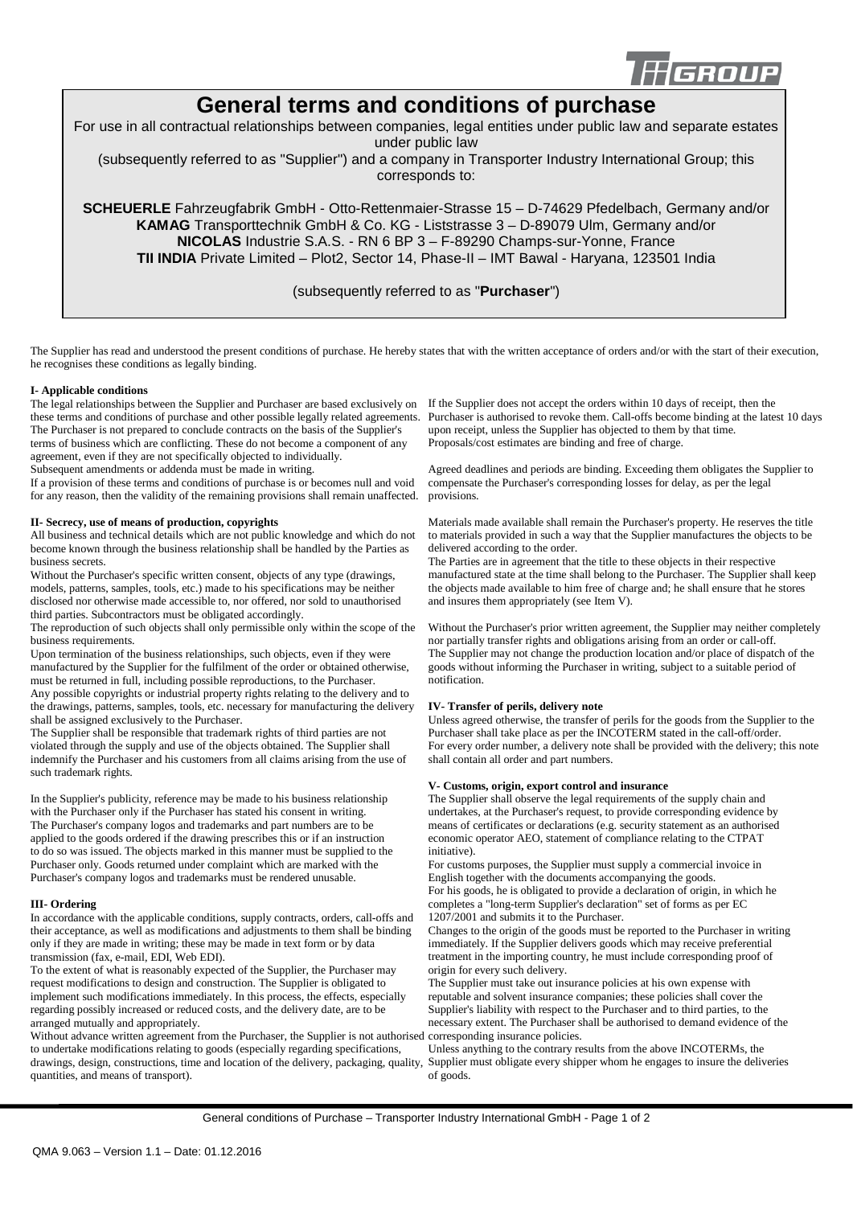# General terms and conditions of purchase

For use in all contractual relationships between companies, legal entities under public law and separate estates under public law

(subsequently referred to as "Supplier") and a company in Transporter Industry International Group; this corresponds to:

**SCHEUERLE** Fahrzeugfabrik GmbH - Otto-Rettenmaier-Strasse 15 – D-74629 Pfedelbach, Germany and/or
**KAMAG** Transporttechnik GmbH & Co. KG - Liststrasse 3 – D-89079 Ulm, Germany and/or
**NICOLAS** Industrie S.A.S. - RN 6 BP 3 – F-89290 Champs-sur-Yonne, France
**TII INDIA** Private Limited – Plot2, Sector 14, Phase-II – IMT Bawal - Haryana, 123501 India

(subsequently referred to as "**Purchaser**")

The Supplier has read and understood the present conditions of purchase. He hereby states that with the written acceptance of orders and/or with the start of their execution, he recognises these conditions as legally binding.

**I- Applicable conditions**

The legal relationships between the Supplier and Purchaser are based exclusively on these terms and conditions of purchase and other possible legally related agreements. The Purchaser is not prepared to conclude contracts on the basis of the Supplier's terms of business which are conflicting. These do not become a component of any agreement, even if they are not specifically objected to individually.
Subsequent amendments or addenda must be made in writing.
If a provision of these terms and conditions of purchase is or becomes null and void for any reason, then the validity of the remaining provisions shall remain unaffected.

**II- Secrecy, use of means of production, copyrights**

All business and technical details which are not public knowledge and which do not become known through the business relationship shall be handled by the Parties as business secrets.
Without the Purchaser's specific written consent, objects of any type (drawings, models, patterns, samples, tools, etc.) made to his specifications may be neither disclosed nor otherwise made accessible to, nor offered, nor sold to unauthorised third parties. Subcontractors must be obligated accordingly.
The reproduction of such objects shall only permissible only within the scope of the business requirements.
Upon termination of the business relationships, such objects, even if they were manufactured by the Supplier for the fulfilment of the order or obtained otherwise, must be returned in full, including possible reproductions, to the Purchaser.
Any possible copyrights or industrial property rights relating to the delivery and to the drawings, patterns, samples, tools, etc. necessary for manufacturing the delivery shall be assigned exclusively to the Purchaser.
The Supplier shall be responsible that trademark rights of third parties are not violated through the supply and use of the objects obtained. The Supplier shall indemnify the Purchaser and his customers from all claims arising from the use of such trademark rights.

In the Supplier's publicity, reference may be made to his business relationship with the Purchaser only if the Purchaser has stated his consent in writing.
The Purchaser's company logos and trademarks and part numbers are to be applied to the goods ordered if the drawing prescribes this or if an instruction to do so was issued. The objects marked in this manner must be supplied to the Purchaser only. Goods returned under complaint which are marked with the Purchaser's company logos and trademarks must be rendered unusable.

**III- Ordering**

In accordance with the applicable conditions, supply contracts, orders, call-offs and their acceptance, as well as modifications and adjustments to them shall be binding only if they are made in writing; these may be made in text form or by data transmission (fax, e-mail, EDI, Web EDI).
To the extent of what is reasonably expected of the Supplier, the Purchaser may request modifications to design and construction. The Supplier is obligated to implement such modifications immediately. In this process, the effects, especially regarding possibly increased or reduced costs, and the delivery date, are to be arranged mutually and appropriately.
Without advance written agreement from the Purchaser, the Supplier is not authorised to undertake modifications relating to goods (especially regarding specifications, drawings, design, constructions, time and location of the delivery, packaging, quality, quantities, and means of transport).

If the Supplier does not accept the orders within 10 days of receipt, then the Purchaser is authorised to revoke them. Call-offs become binding at the latest 10 days upon receipt, unless the Supplier has objected to them by that time.
Proposals/cost estimates are binding and free of charge.

Agreed deadlines and periods are binding. Exceeding them obligates the Supplier to compensate the Purchaser's corresponding losses for delay, as per the legal provisions.

Materials made available shall remain the Purchaser's property. He reserves the title to materials provided in such a way that the Supplier manufactures the objects to be delivered according to the order.
The Parties are in agreement that the title to these objects in their respective manufactured state at the time shall belong to the Purchaser. The Supplier shall keep the objects made available to him free of charge and; he shall ensure that he stores and insures them appropriately (see Item V).

Without the Purchaser's prior written agreement, the Supplier may neither completely nor partially transfer rights and obligations arising from an order or call-off.
The Supplier may not change the production location and/or place of dispatch of the goods without informing the Purchaser in writing, subject to a suitable period of notification.

**IV- Transfer of perils, delivery note**

Unless agreed otherwise, the transfer of perils for the goods from the Supplier to the Purchaser shall take place as per the INCOTERM stated in the call-off/order.
For every order number, a delivery note shall be provided with the delivery; this note shall contain all order and part numbers.

**V- Customs, origin, export control and insurance**

The Supplier shall observe the legal requirements of the supply chain and undertakes, at the Purchaser's request, to provide corresponding evidence by means of certificates or declarations (e.g. security statement as an authorised economic operator AEO, statement of compliance relating to the CTPAT initiative).
For customs purposes, the Supplier must supply a commercial invoice in English together with the documents accompanying the goods.
For his goods, he is obligated to provide a declaration of origin, in which he completes a "long-term Supplier's declaration" set of forms as per EC 1207/2001 and submits it to the Purchaser.
Changes to the origin of the goods must be reported to the Purchaser in writing immediately. If the Supplier delivers goods which may receive preferential treatment in the importing country, he must include corresponding proof of origin for every such delivery.
The Supplier must take out insurance policies at his own expense with reputable and solvent insurance companies; these policies shall cover the Supplier's liability with respect to the Purchaser and to third parties, to the necessary extent. The Purchaser shall be authorised to demand evidence of the corresponding insurance policies.
Unless anything to the contrary results from the above INCOTERMs, the Supplier must obligate every shipper whom he engages to insure the deliveries of goods.

QMA 9.063 – Version 1.1 – Date: 01.12.2016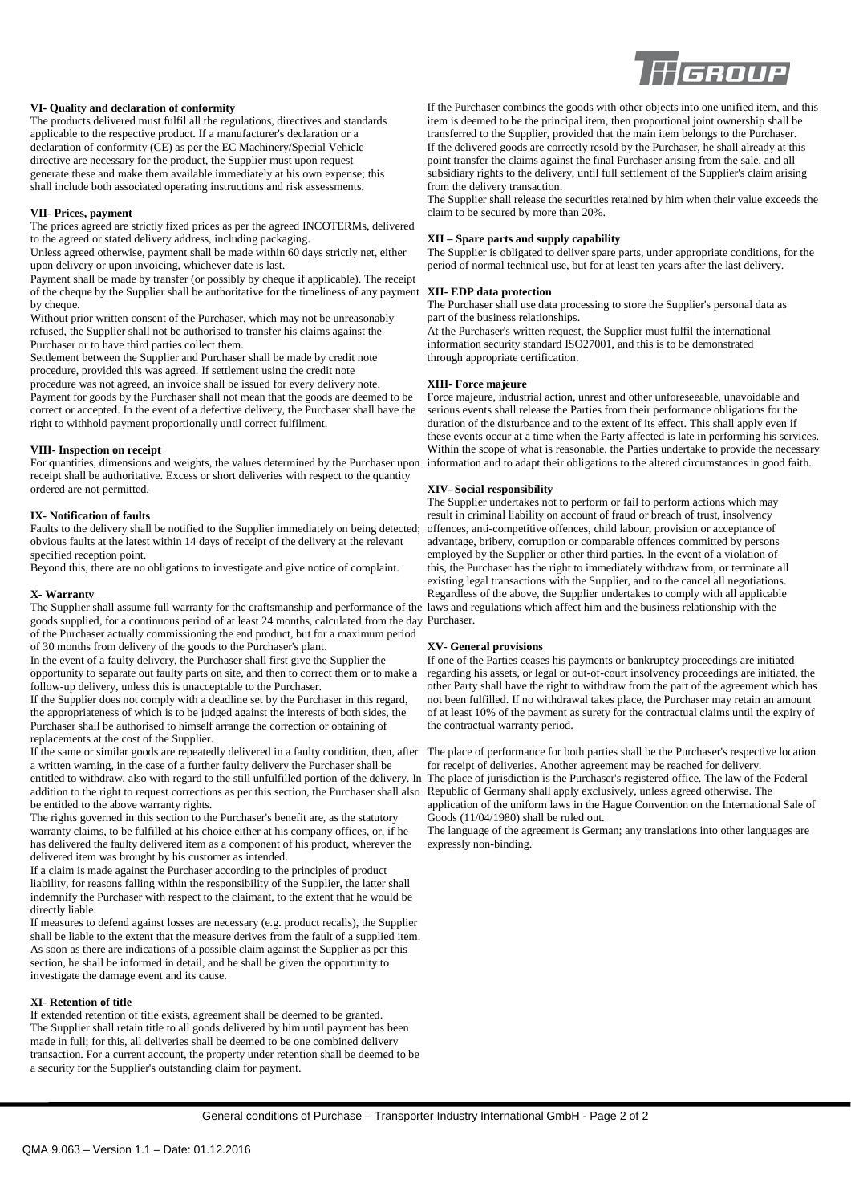### VI- Quality and declaration of conformity

The products delivered must fulfil all the regulations, directives and standards applicable to the respective product. If a manufacturer's declaration or a declaration of conformity (CE) as per the EC Machinery/Special Vehicle directive are necessary for the product, the Supplier must upon request generate these and make them available immediately at his own expense; this shall include both associated operating instructions and risk assessments.

### VII- Prices, payment

The prices agreed are strictly fixed prices as per the agreed INCOTERMs, delivered to the agreed or stated delivery address, including packaging.

Unless agreed otherwise, payment shall be made within 60 days strictly net, either upon delivery or upon invoicing, whichever date is last.

Payment shall be made by transfer (or possibly by cheque if applicable). The receipt of the cheque by the Supplier shall be authoritative for the timeliness of any payment by cheque.

Without prior written consent of the Purchaser, which may not be unreasonably refused, the Supplier shall not be authorised to transfer his claims against the Purchaser or to have third parties collect them.

Settlement between the Supplier and Purchaser shall be made by credit note procedure, provided this was agreed. If settlement using the credit note procedure was not agreed, an invoice shall be issued for every delivery note.

Payment for goods by the Purchaser shall not mean that the goods are deemed to be correct or accepted. In the event of a defective delivery, the Purchaser shall have the right to withhold payment proportionally until correct fulfilment.

### VIII- Inspection on receipt

For quantities, dimensions and weights, the values determined by the Purchaser upon receipt shall be authoritative. Excess or short deliveries with respect to the quantity ordered are not permitted.

### IX- Notification of faults

Faults to the delivery shall be notified to the Supplier immediately on being detected; obvious faults at the latest within 14 days of receipt of the delivery at the relevant specified reception point.

Beyond this, there are no obligations to investigate and give notice of complaint.

### X- Warranty

The Supplier shall assume full warranty for the craftsmanship and performance of the goods supplied, for a continuous period of at least 24 months, calculated from the day of the Purchaser actually commissioning the end product, but for a maximum period of 30 months from delivery of the goods to the Purchaser's plant.

In the event of a faulty delivery, the Purchaser shall first give the Supplier the opportunity to separate out faulty parts on site, and then to correct them or to make a follow-up delivery, unless this is unacceptable to the Purchaser.

If the Supplier does not comply with a deadline set by the Purchaser in this regard, the appropriateness of which is to be judged against the interests of both sides, the Purchaser shall be authorised to himself arrange the correction or obtaining of replacements at the cost of the Supplier.

If the same or similar goods are repeatedly delivered in a faulty condition, then, after a written warning, in the case of a further faulty delivery the Purchaser shall be entitled to withdraw, also with regard to the still unfulfilled portion of the delivery. In addition to the right to request corrections as per this section, the Purchaser shall also be entitled to the above warranty rights.

The rights governed in this section to the Purchaser's benefit are, as the statutory warranty claims, to be fulfilled at his choice either at his company offices, or, if he has delivered the faulty delivered item as a component of his product, wherever the delivered item was brought by his customer as intended.

If a claim is made against the Purchaser according to the principles of product liability, for reasons falling within the responsibility of the Supplier, the latter shall indemnify the Purchaser with respect to the claimant, to the extent that he would be directly liable.

If measures to defend against losses are necessary (e.g. product recalls), the Supplier shall be liable to the extent that the measure derives from the fault of a supplied item. As soon as there are indications of a possible claim against the Supplier as per this section, he shall be informed in detail, and he shall be given the opportunity to investigate the damage event and its cause.

### XI- Retention of title

If extended retention of title exists, agreement shall be deemed to be granted.

The Supplier shall retain title to all goods delivered by him until payment has been made in full; for this, all deliveries shall be deemed to be one combined delivery transaction. For a current account, the property under retention shall be deemed to be a security for the Supplier's outstanding claim for payment.

If the Purchaser combines the goods with other objects into one unified item, and this item is deemed to be the principal item, then proportional joint ownership shall be transferred to the Supplier, provided that the main item belongs to the Purchaser.

If the delivered goods are correctly resold by the Purchaser, he shall already at this point transfer the claims against the final Purchaser arising from the sale, and all subsidiary rights to the delivery, until full settlement of the Supplier's claim arising from the delivery transaction.

The Supplier shall release the securities retained by him when their value exceeds the claim to be secured by more than 20%.

### XII – Spare parts and supply capability

The Supplier is obligated to deliver spare parts, under appropriate conditions, for the period of normal technical use, but for at least ten years after the last delivery.

### XII- EDP data protection

The Purchaser shall use data processing to store the Supplier's personal data as part of the business relationships.

At the Purchaser's written request, the Supplier must fulfil the international information security standard ISO27001, and this is to be demonstrated through appropriate certification.

### XIII- Force majeure

Force majeure, industrial action, unrest and other unforeseeable, unavoidable and serious events shall release the Parties from their performance obligations for the duration of the disturbance and to the extent of its effect. This shall apply even if these events occur at a time when the Party affected is late in performing his services. Within the scope of what is reasonable, the Parties undertake to provide the necessary information and to adapt their obligations to the altered circumstances in good faith.

### XIV- Social responsibility

The Supplier undertakes not to perform or fail to perform actions which may result in criminal liability on account of fraud or breach of trust, insolvency offences, anti-competitive offences, child labour, provision or acceptance of advantage, bribery, corruption or comparable offences committed by persons employed by the Supplier or other third parties. In the event of a violation of this, the Purchaser has the right to immediately withdraw from, or terminate all existing legal transactions with the Supplier, and to the cancel all negotiations. Regardless of the above, the Supplier undertakes to comply with all applicable laws and regulations which affect him and the business relationship with the Purchaser.

### XV- General provisions

If one of the Parties ceases his payments or bankruptcy proceedings are initiated regarding his assets, or legal or out-of-court insolvency proceedings are initiated, the other Party shall have the right to withdraw from the part of the agreement which has not been fulfilled. If no withdrawal takes place, the Purchaser may retain an amount of at least 10% of the payment as surety for the contractual claims until the expiry of the contractual warranty period.

The place of performance for both parties shall be the Purchaser's respective location for receipt of deliveries. Another agreement may be reached for delivery.

The place of jurisdiction is the Purchaser's registered office. The law of the Federal Republic of Germany shall apply exclusively, unless agreed otherwise. The application of the uniform laws in the Hague Convention on the International Sale of Goods (11/04/1980) shall be ruled out.

The language of the agreement is German; any translations into other languages are expressly non-binding.